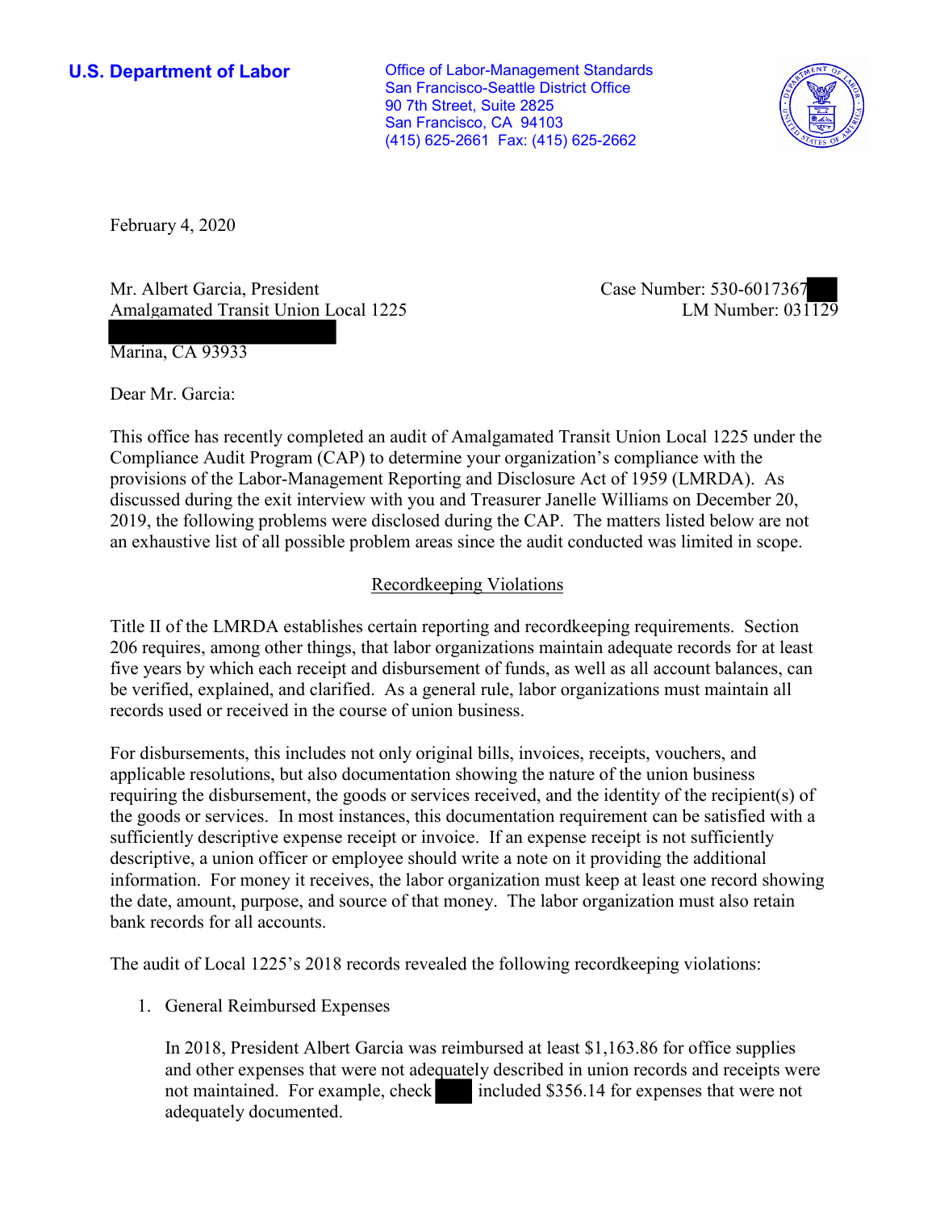**U.S. Department of Labor**

Office of Labor-Management Standards
San Francisco-Seattle District Office
90 7th Street, Suite 2825
San Francisco, CA 94103
(415) 625-2661 Fax: (415) 625-2662

February 4, 2020

Mr. Albert Garcia, President
Amalgamated Transit Union Local 1225
Marina, CA 93933

Case Number: 530-6017367
LM Number: 031129

Dear Mr. Garcia:

This office has recently completed an audit of Amalgamated Transit Union Local 1225 under the Compliance Audit Program (CAP) to determine your organization's compliance with the provisions of the Labor-Management Reporting and Disclosure Act of 1959 (LMRDA). As discussed during the exit interview with you and Treasurer Janelle Williams on December 20, 2019, the following problems were disclosed during the CAP. The matters listed below are not an exhaustive list of all possible problem areas since the audit conducted was limited in scope.

## Recordkeeping Violations

Title II of the LMRDA establishes certain reporting and recordkeeping requirements. Section 206 requires, among other things, that labor organizations maintain adequate records for at least five years by which each receipt and disbursement of funds, as well as all account balances, can be verified, explained, and clarified. As a general rule, labor organizations must maintain all records used or received in the course of union business.

For disbursements, this includes not only original bills, invoices, receipts, vouchers, and applicable resolutions, but also documentation showing the nature of the union business requiring the disbursement, the goods or services received, and the identity of the recipient(s) of the goods or services. In most instances, this documentation requirement can be satisfied with a sufficiently descriptive expense receipt or invoice. If an expense receipt is not sufficiently descriptive, a union officer or employee should write a note on it providing the additional information. For money it receives, the labor organization must keep at least one record showing the date, amount, purpose, and source of that money. The labor organization must also retain bank records for all accounts.

The audit of Local 1225's 2018 records revealed the following recordkeeping violations:

1. General Reimbursed Expenses

   In 2018, President Albert Garcia was reimbursed at least $1,163.86 for office supplies and other expenses that were not adequately described in union records and receipts were not maintained. For example, check included $356.14 for expenses that were not adequately documented.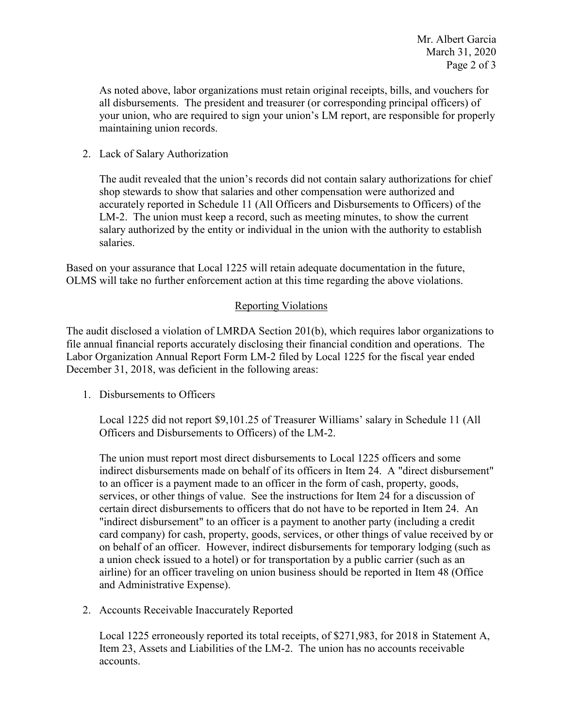As noted above, labor organizations must retain original receipts, bills, and vouchers for all disbursements. The president and treasurer (or corresponding principal officers) of your union, who are required to sign your union's LM report, are responsible for properly maintaining union records.

2. Lack of Salary Authorization

   The audit revealed that the union's records did not contain salary authorizations for chief shop stewards to show that salaries and other compensation were authorized and accurately reported in Schedule 11 (All Officers and Disbursements to Officers) of the LM-2. The union must keep a record, such as meeting minutes, to show the current salary authorized by the entity or individual in the union with the authority to establish salaries.

Based on your assurance that Local 1225 will retain adequate documentation in the future, OLMS will take no further enforcement action at this time regarding the above violations.

## Reporting Violations

The audit disclosed a violation of LMRDA Section 201(b), which requires labor organizations to file annual financial reports accurately disclosing their financial condition and operations. The Labor Organization Annual Report Form LM-2 filed by Local 1225 for the fiscal year ended December 31, 2018, was deficient in the following areas:

1. Disbursements to Officers

   Local 1225 did not report $9,101.25 of Treasurer Williams' salary in Schedule 11 (All Officers and Disbursements to Officers) of the LM-2.

   The union must report most direct disbursements to Local 1225 officers and some indirect disbursements made on behalf of its officers in Item 24. A "direct disbursement" to an officer is a payment made to an officer in the form of cash, property, goods, services, or other things of value. See the instructions for Item 24 for a discussion of certain direct disbursements to officers that do not have to be reported in Item 24. An "indirect disbursement" to an officer is a payment to another party (including a credit card company) for cash, property, goods, services, or other things of value received by or on behalf of an officer. However, indirect disbursements for temporary lodging (such as a union check issued to a hotel) or for transportation by a public carrier (such as an airline) for an officer traveling on union business should be reported in Item 48 (Office and Administrative Expense).

2. Accounts Receivable Inaccurately Reported

   Local 1225 erroneously reported its total receipts, of $271,983, for 2018 in Statement A, Item 23, Assets and Liabilities of the LM-2. The union has no accounts receivable accounts.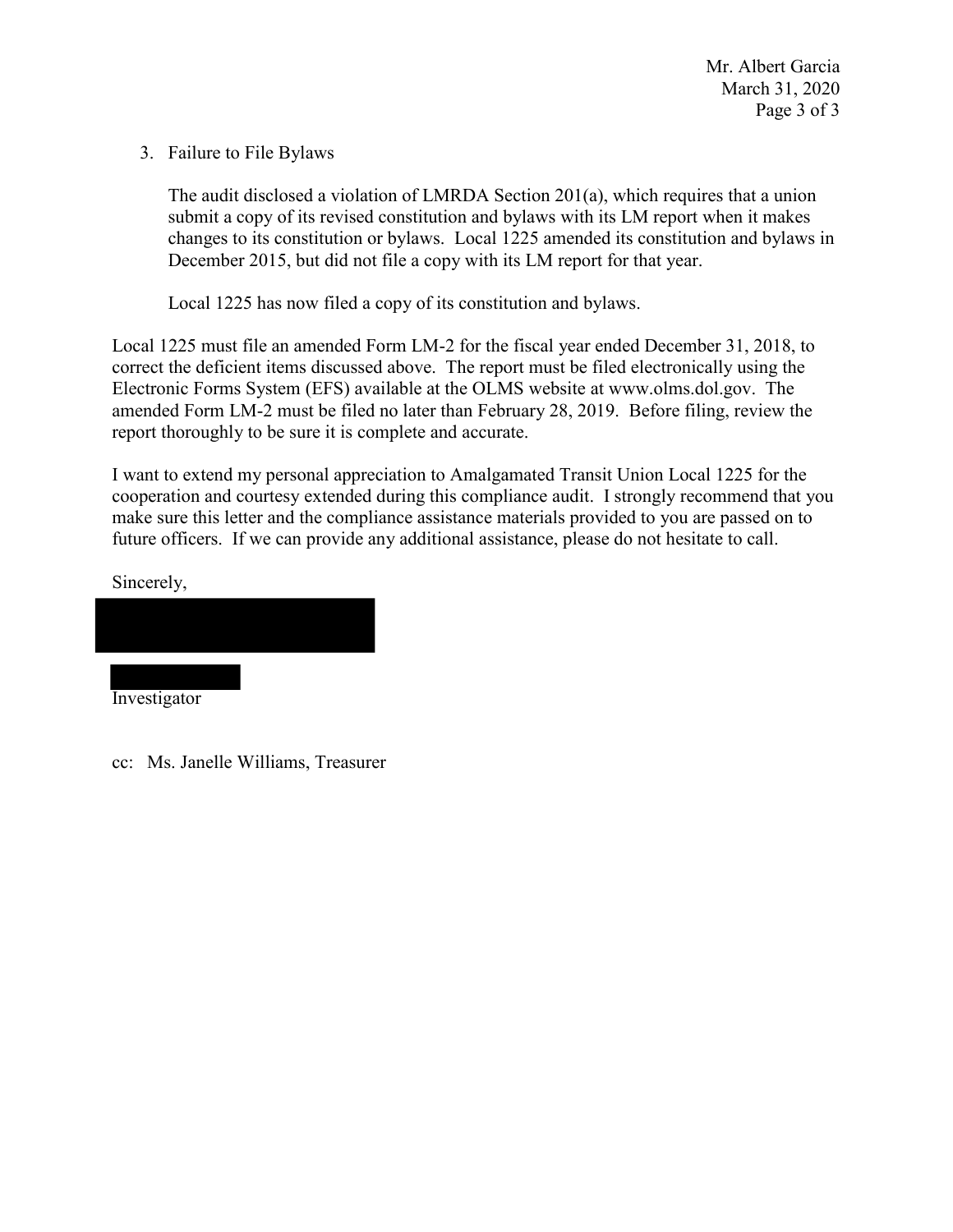3. Failure to File Bylaws

   The audit disclosed a violation of LMRDA Section 201(a), which requires that a union submit a copy of its revised constitution and bylaws with its LM report when it makes changes to its constitution or bylaws. Local 1225 amended its constitution and bylaws in December 2015, but did not file a copy with its LM report for that year.

   Local 1225 has now filed a copy of its constitution and bylaws.

Local 1225 must file an amended Form LM-2 for the fiscal year ended December 31, 2018, to correct the deficient items discussed above. The report must be filed electronically using the Electronic Forms System (EFS) available at the OLMS website at www.olms.dol.gov. The amended Form LM-2 must be filed no later than February 28, 2019. Before filing, review the report thoroughly to be sure it is complete and accurate.

I want to extend my personal appreciation to Amalgamated Transit Union Local 1225 for the cooperation and courtesy extended during this compliance audit. I strongly recommend that you make sure this letter and the compliance assistance materials provided to you are passed on to future officers. If we can provide any additional assistance, please do not hesitate to call.

Sincerely,

Investigator

cc: Ms. Janelle Williams, Treasurer